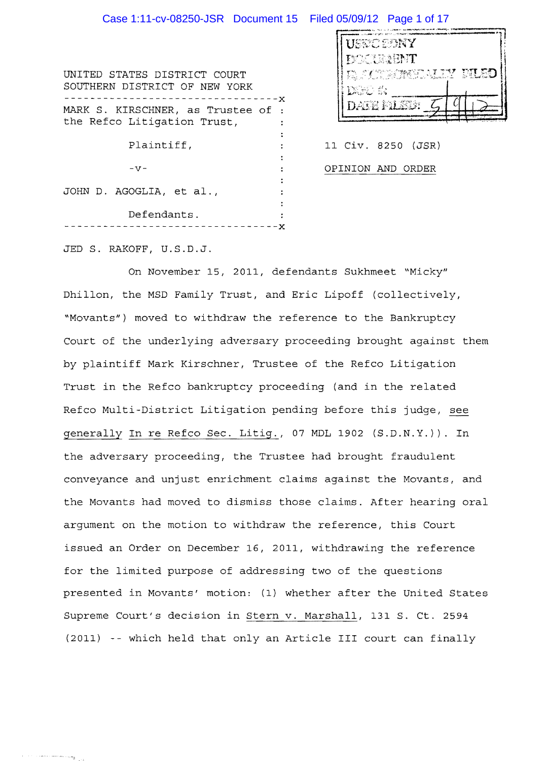UNITED STATES DISTRICT COURT
SOUTHERN DISTRICT OF NEW YORK

---

MARK S. KIRSCHNER, as Trustee of the Refco Litigation Trust,

Plaintiff,

-v-

JOHN D. AGOGLIA, et al.,

Defendants.

---

USDC SDNY
DOCUMENT
ELECTRONICALLY FILED
DOC #:
DATE FILED: 5/9/12

11 Civ. 8250 (JSR)

OPINION AND ORDER

JED S. RAKOFF, U.S.D.J.

On November 15, 2011, defendants Sukhmeet "Micky" Dhillon, the MSD Family Trust, and Eric Lipoff (collectively, "Movants") moved to withdraw the reference to the Bankruptcy Court of the underlying adversary proceeding brought against them by plaintiff Mark Kirschner, Trustee of the Refco Litigation Trust in the Refco bankruptcy proceeding (and in the related Refco Multi-District Litigation pending before this judge, see generally In re Refco Sec. Litig., 07 MDL 1902 (S.D.N.Y.)). In the adversary proceeding, the Trustee had brought fraudulent conveyance and unjust enrichment claims against the Movants, and the Movants had moved to dismiss those claims. After hearing oral argument on the motion to withdraw the reference, this Court issued an Order on December 16, 2011, withdrawing the reference for the limited purpose of addressing two of the questions presented in Movants' motion: (1) whether after the United States Supreme Court's decision in Stern v. Marshall, 131 S. Ct. 2594 (2011) -- which held that only an Article III court can finally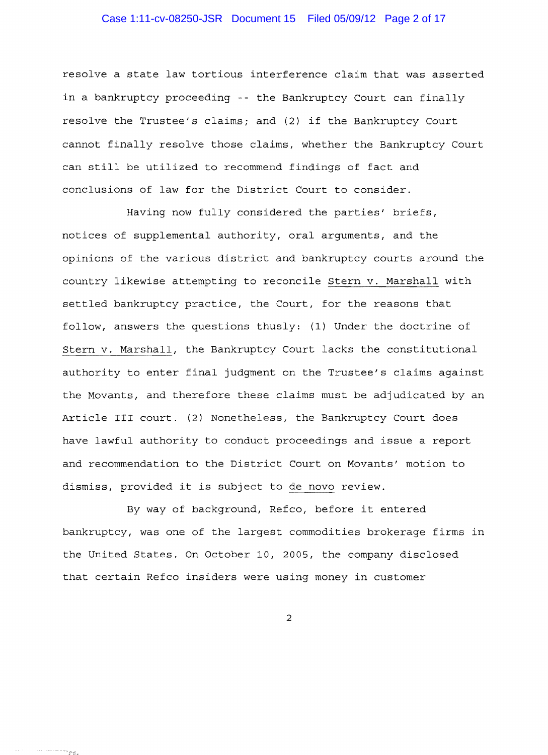resolve a state law tortious interference claim that was asserted in a bankruptcy proceeding -- the Bankruptcy Court can finally resolve the Trustee's claims; and (2) if the Bankruptcy Court cannot finally resolve those claims, whether the Bankruptcy Court can still be utilized to recommend findings of fact and conclusions of law for the District Court to consider.

Having now fully considered the parties' briefs, notices of supplemental authority, oral arguments, and the opinions of the various district and bankruptcy courts around the country likewise attempting to reconcile Stern v. Marshall with settled bankruptcy practice, the Court, for the reasons that follow, answers the questions thusly: (1) Under the doctrine of Stern v. Marshall, the Bankruptcy Court lacks the constitutional authority to enter final judgment on the Trustee's claims against the Movants, and therefore these claims must be adjudicated by an Article III court. (2) Nonetheless, the Bankruptcy Court does have lawful authority to conduct proceedings and issue a report and recommendation to the District Court on Movants' motion to dismiss, provided it is subject to de novo review.

By way of background, Refco, before it entered bankruptcy, was one of the largest commodities brokerage firms in the United States. On October 10, 2005, the company disclosed that certain Refco insiders were using money in customer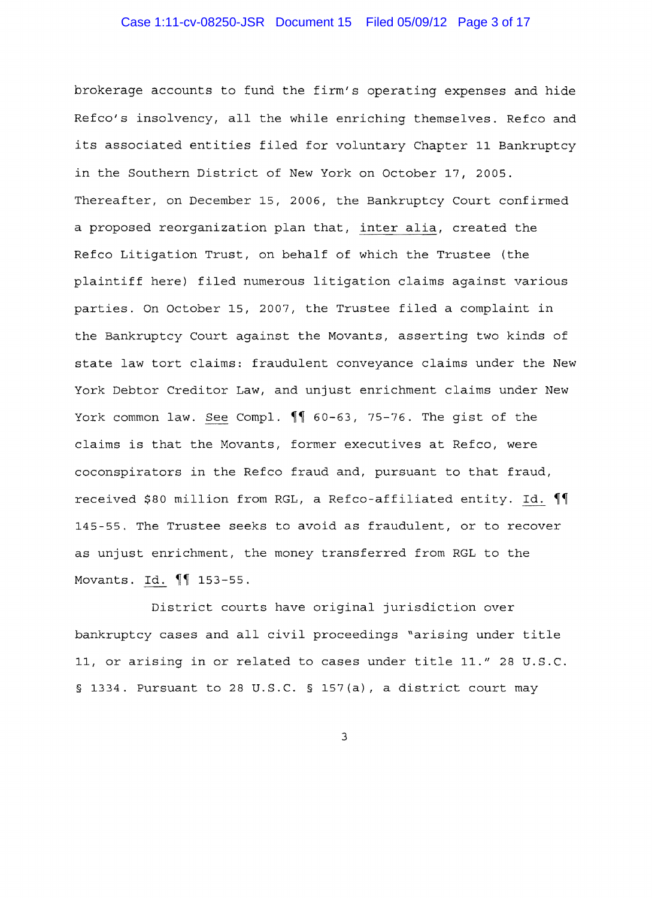brokerage accounts to fund the firm's operating expenses and hide Refco's insolvency, all the while enriching themselves. Refco and its associated entities filed for voluntary Chapter 11 Bankruptcy in the Southern District of New York on October 17, 2005. Thereafter, on December 15, 2006, the Bankruptcy Court confirmed a proposed reorganization plan that, _inter alia_, created the Refco Litigation Trust, on behalf of which the Trustee (the plaintiff here) filed numerous litigation claims against various parties. On October 15, 2007, the Trustee filed a complaint in the Bankruptcy Court against the Movants, asserting two kinds of state law tort claims: fraudulent conveyance claims under the New York Debtor Creditor Law, and unjust enrichment claims under New York common law. _See_ Compl. ¶¶ 60-63, 75-76. The gist of the claims is that the Movants, former executives at Refco, were coconspirators in the Refco fraud and, pursuant to that fraud, received $80 million from RGL, a Refco-affiliated entity. _Id._ ¶¶ 145-55. The Trustee seeks to avoid as fraudulent, or to recover as unjust enrichment, the money transferred from RGL to the Movants. _Id._ ¶¶ 153-55.

District courts have original jurisdiction over bankruptcy cases and all civil proceedings "arising under title 11, or arising in or related to cases under title 11." 28 U.S.C. § 1334. Pursuant to 28 U.S.C. § 157(a), a district court may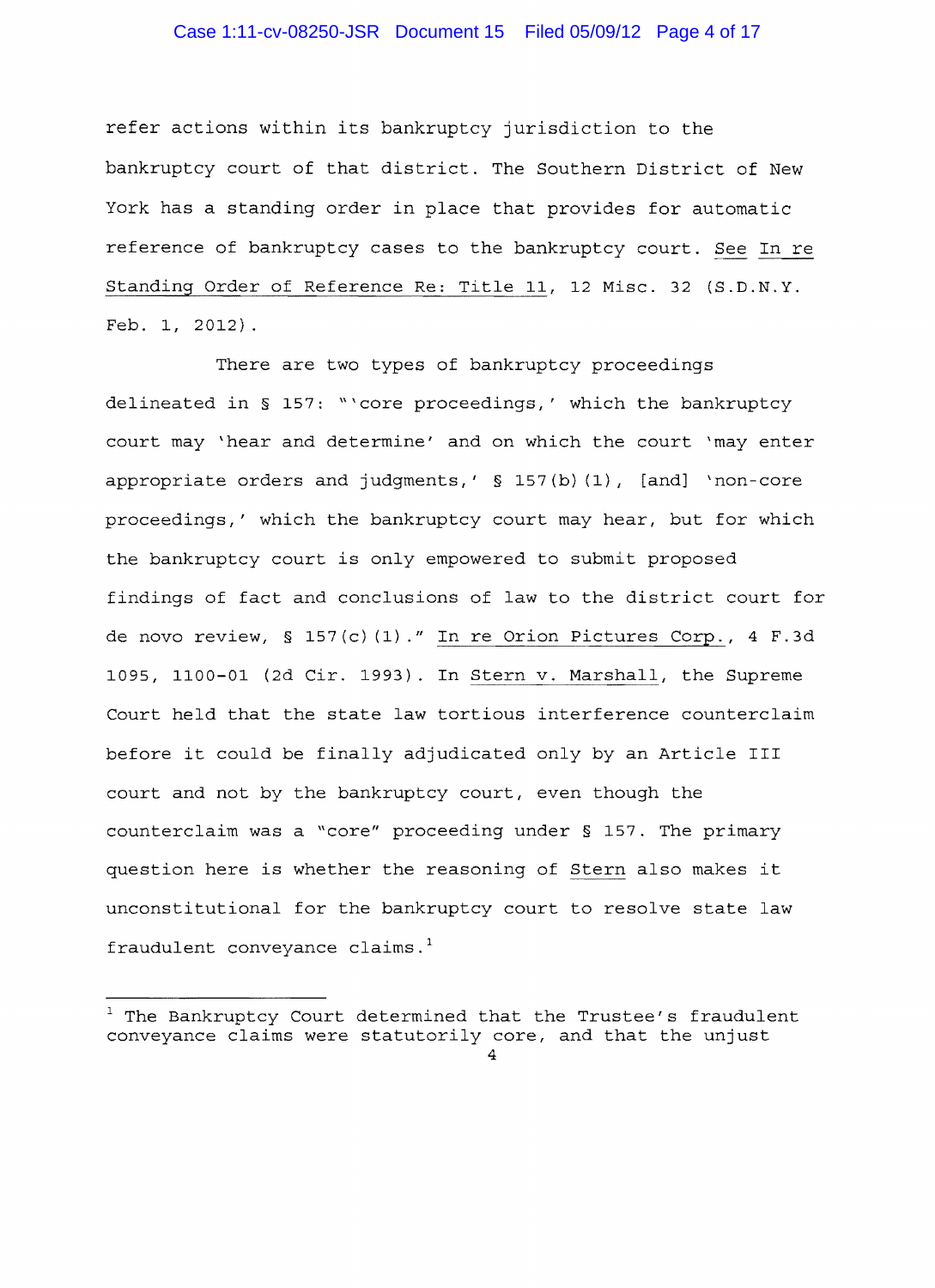refer actions within its bankruptcy jurisdiction to the bankruptcy court of that district. The Southern District of New York has a standing order in place that provides for automatic reference of bankruptcy cases to the bankruptcy court. See In re Standing Order of Reference Re: Title 11, 12 Misc. 32 (S.D.N.Y. Feb. 1, 2012).

There are two types of bankruptcy proceedings delineated in § 157: "'core proceedings,' which the bankruptcy court may 'hear and determine' and on which the court 'may enter appropriate orders and judgments,' § 157(b)(1), [and] 'non-core proceedings,' which the bankruptcy court may hear, but for which the bankruptcy court is only empowered to submit proposed findings of fact and conclusions of law to the district court for de novo review, § 157(c)(1)." In re Orion Pictures Corp., 4 F.3d 1095, 1100-01 (2d Cir. 1993). In Stern v. Marshall, the Supreme Court held that the state law tortious interference counterclaim before it could be finally adjudicated only by an Article III court and not by the bankruptcy court, even though the counterclaim was a "core" proceeding under § 157. The primary question here is whether the reasoning of Stern also makes it unconstitutional for the bankruptcy court to resolve state law fraudulent conveyance claims.[1]

[1] The Bankruptcy Court determined that the Trustee's fraudulent conveyance claims were statutorily core, and that the unjust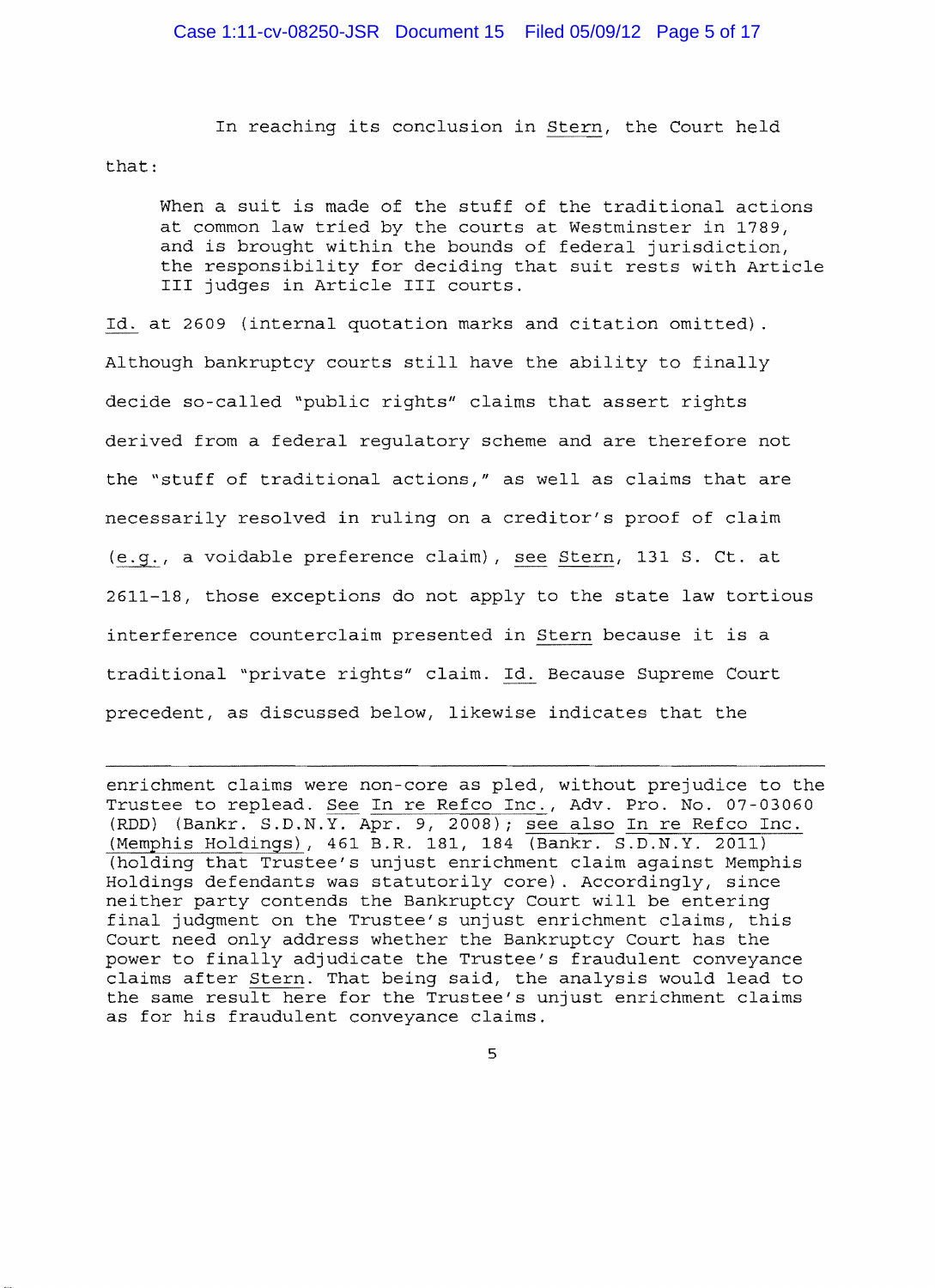In reaching its conclusion in Stern, the Court held that:

> When a suit is made of the stuff of the traditional actions at common law tried by the courts at Westminster in 1789, and is brought within the bounds of federal jurisdiction, the responsibility for deciding that suit rests with Article III judges in Article III courts.

Id. at 2609 (internal quotation marks and citation omitted). Although bankruptcy courts still have the ability to finally decide so-called "public rights" claims that assert rights derived from a federal regulatory scheme and are therefore not the "stuff of traditional actions," as well as claims that are necessarily resolved in ruling on a creditor's proof of claim (e.g., a voidable preference claim), see Stern, 131 S. Ct. at 2611-18, those exceptions do not apply to the state law tortious interference counterclaim presented in Stern because it is a traditional "private rights" claim. Id. Because Supreme Court precedent, as discussed below, likewise indicates that the

---

enrichment claims were non-core as pled, without prejudice to the Trustee to replead. See In re Refco Inc., Adv. Pro. No. 07-03060 (RDD) (Bankr. S.D.N.Y. Apr. 9, 2008); see also In re Refco Inc. (Memphis Holdings), 461 B.R. 181, 184 (Bankr. S.D.N.Y. 2011) (holding that Trustee's unjust enrichment claim against Memphis Holdings defendants was statutorily core). Accordingly, since neither party contends the Bankruptcy Court will be entering final judgment on the Trustee's unjust enrichment claims, this Court need only address whether the Bankruptcy Court has the power to finally adjudicate the Trustee's fraudulent conveyance claims after Stern. That being said, the analysis would lead to the same result here for the Trustee's unjust enrichment claims as for his fraudulent conveyance claims.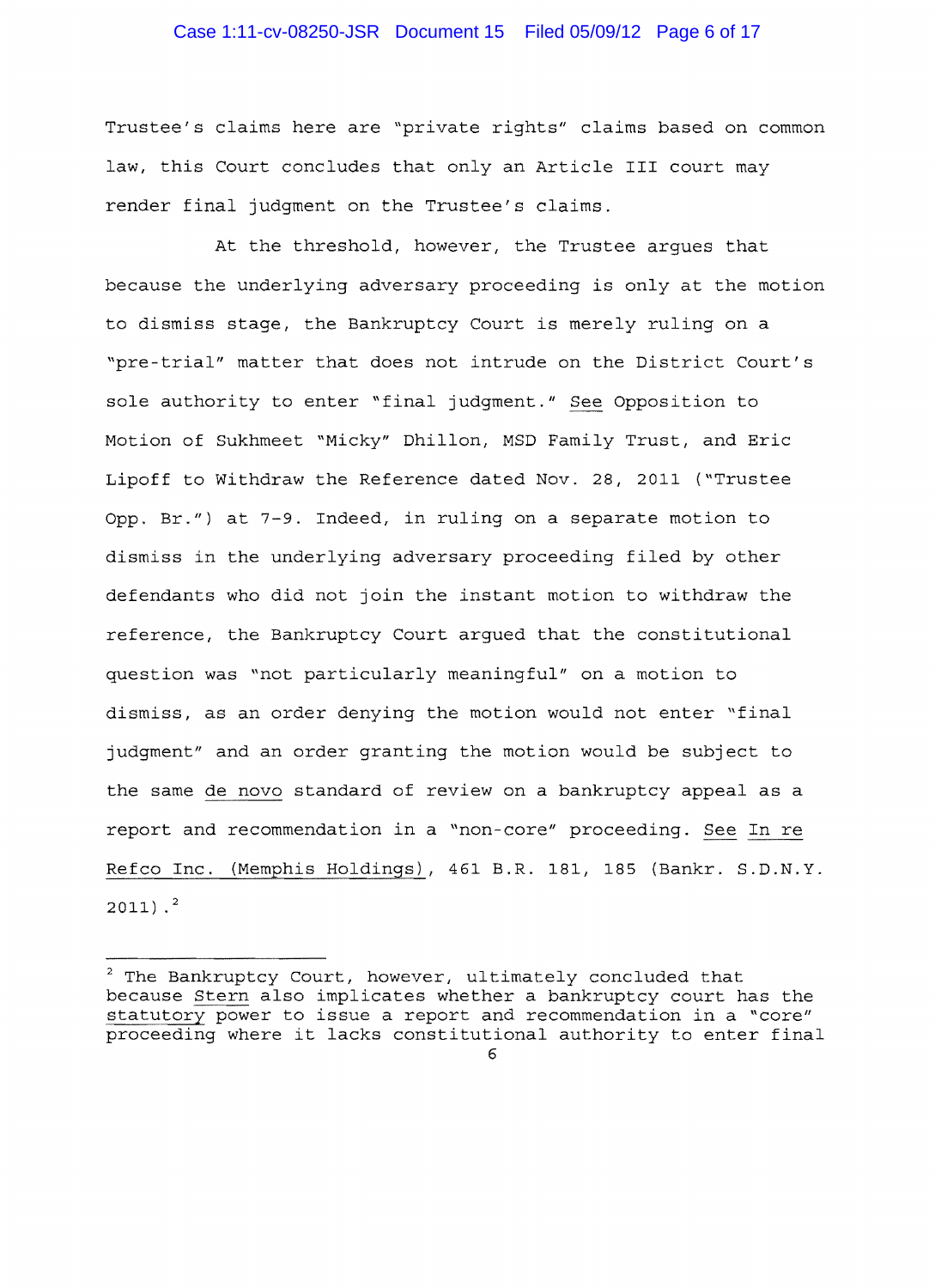Trustee's claims here are "private rights" claims based on common law, this Court concludes that only an Article III court may render final judgment on the Trustee's claims.

At the threshold, however, the Trustee argues that because the underlying adversary proceeding is only at the motion to dismiss stage, the Bankruptcy Court is merely ruling on a "pre-trial" matter that does not intrude on the District Court's sole authority to enter "final judgment." See Opposition to Motion of Sukhmeet "Micky" Dhillon, MSD Family Trust, and Eric Lipoff to Withdraw the Reference dated Nov. 28, 2011 ("Trustee Opp. Br.") at 7-9. Indeed, in ruling on a separate motion to dismiss in the underlying adversary proceeding filed by other defendants who did not join the instant motion to withdraw the reference, the Bankruptcy Court argued that the constitutional question was "not particularly meaningful" on a motion to dismiss, as an order denying the motion would not enter "final judgment" and an order granting the motion would be subject to the same de novo standard of review on a bankruptcy appeal as a report and recommendation in a "non-core" proceeding. See In re Refco Inc. (Memphis Holdings), 461 B.R. 181, 185 (Bankr. S.D.N.Y. 2011).[2]

---

[2] The Bankruptcy Court, however, ultimately concluded that because Stern also implicates whether a bankruptcy court has the statutory power to issue a report and recommendation in a "core" proceeding where it lacks constitutional authority to enter final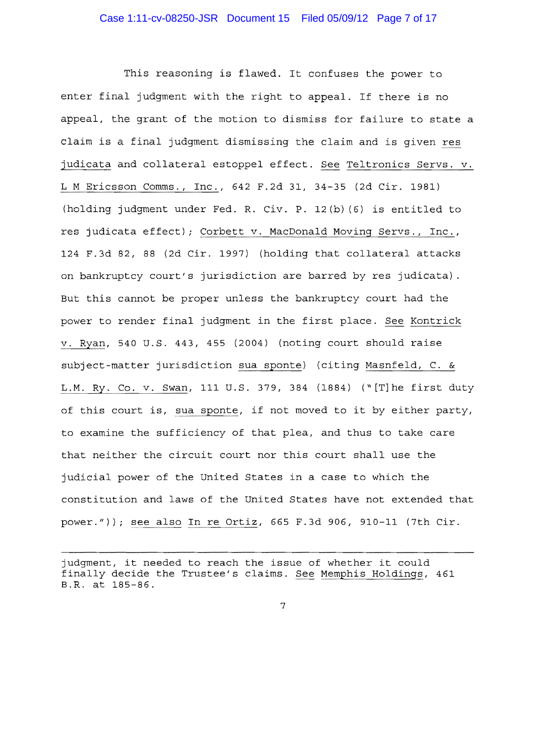This reasoning is flawed. It confuses the power to enter final judgment with the right to appeal. If there is no appeal, the grant of the motion to dismiss for failure to state a claim is a final judgment dismissing the claim and is given *res judicata* and collateral estoppel effect. *See* *Teltronics Servs. v. L M Ericsson Comms., Inc.*, 642 F.2d 31, 34-35 (2d Cir. 1981) (holding judgment under Fed. R. Civ. P. 12(b)(6) is entitled to res judicata effect); *Corbett v. MacDonald Moving Servs., Inc.*, 124 F.3d 82, 88 (2d Cir. 1997) (holding that collateral attacks on bankruptcy court's jurisdiction are barred by res judicata). But this cannot be proper unless the bankruptcy court had the power to render final judgment in the first place. *See* *Kontrick v. Ryan*, 540 U.S. 443, 455 (2004) (noting court should raise subject-matter jurisdiction *sua sponte*) (citing *Masnfeld, C. & L.M. Ry. Co. v. Swan*, 111 U.S. 379, 384 (1884) ("[T]he first duty of this court is, *sua sponte*, if not moved to it by either party, to examine the sufficiency of that plea, and thus to take care that neither the circuit court nor this court shall use the judicial power of the United States in a case to which the constitution and laws of the United States have not extended that power.")); *see also* *In re Ortiz*, 665 F.3d 906, 910-11 (7th Cir.

---

judgment, it needed to reach the issue of whether it could finally decide the Trustee's claims. *See* *Memphis Holdings*, 461 B.R. at 185-86.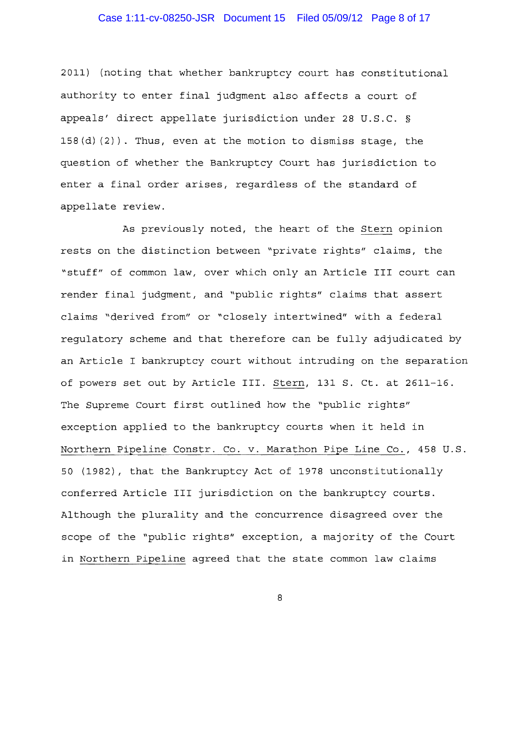2011) (noting that whether bankruptcy court has constitutional authority to enter final judgment also affects a court of appeals' direct appellate jurisdiction under 28 U.S.C. § 158(d)(2)). Thus, even at the motion to dismiss stage, the question of whether the Bankruptcy Court has jurisdiction to enter a final order arises, regardless of the standard of appellate review.

As previously noted, the heart of the Stern opinion rests on the distinction between "private rights" claims, the "stuff" of common law, over which only an Article III court can render final judgment, and "public rights" claims that assert claims "derived from" or "closely intertwined" with a federal regulatory scheme and that therefore can be fully adjudicated by an Article I bankruptcy court without intruding on the separation of powers set out by Article III. Stern, 131 S. Ct. at 2611-16. The Supreme Court first outlined how the "public rights" exception applied to the bankruptcy courts when it held in Northern Pipeline Constr. Co. v. Marathon Pipe Line Co., 458 U.S. 50 (1982), that the Bankruptcy Act of 1978 unconstitutionally conferred Article III jurisdiction on the bankruptcy courts. Although the plurality and the concurrence disagreed over the scope of the "public rights" exception, a majority of the Court in Northern Pipeline agreed that the state common law claims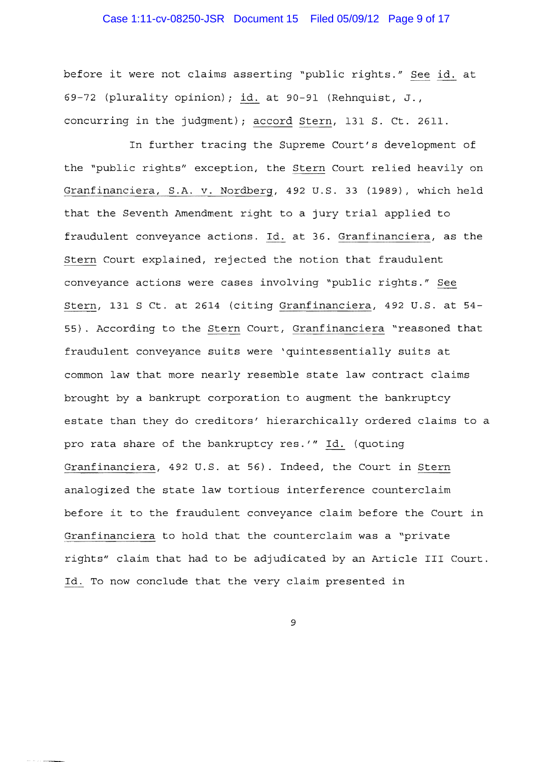before it were not claims asserting "public rights." See id. at 69-72 (plurality opinion); id. at 90-91 (Rehnquist, J., concurring in the judgment); accord Stern, 131 S. Ct. 2611.

In further tracing the Supreme Court's development of the "public rights" exception, the Stern Court relied heavily on Granfinanciera, S.A. v. Nordberg, 492 U.S. 33 (1989), which held that the Seventh Amendment right to a jury trial applied to fraudulent conveyance actions. Id. at 36. Granfinanciera, as the Stern Court explained, rejected the notion that fraudulent conveyance actions were cases involving "public rights." See Stern, 131 S Ct. at 2614 (citing Granfinanciera, 492 U.S. at 54-55). According to the Stern Court, Granfinanciera "reasoned that fraudulent conveyance suits were 'quintessentially suits at common law that more nearly resemble state law contract claims brought by a bankrupt corporation to augment the bankruptcy estate than they do creditors' hierarchically ordered claims to a pro rata share of the bankruptcy res.'" Id. (quoting Granfinanciera, 492 U.S. at 56). Indeed, the Court in Stern analogized the state law tortious interference counterclaim before it to the fraudulent conveyance claim before the Court in Granfinanciera to hold that the counterclaim was a "private rights" claim that had to be adjudicated by an Article III Court. Id. To now conclude that the very claim presented in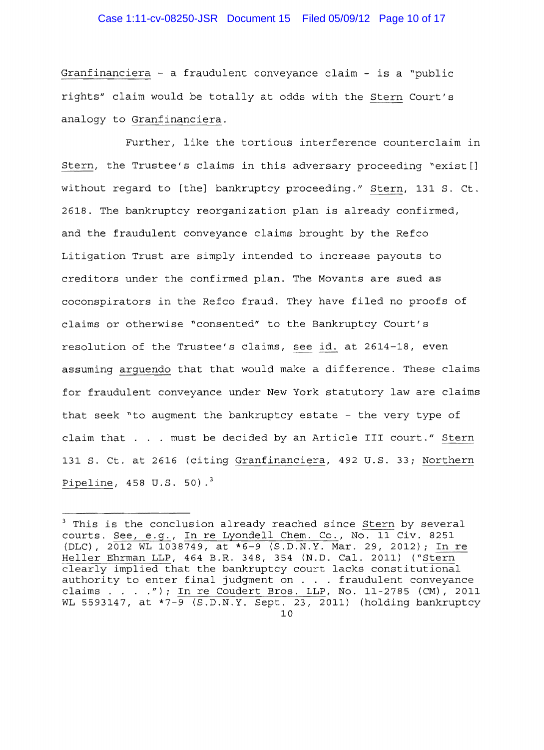Granfinanciera - a fraudulent conveyance claim - is a "public rights" claim would be totally at odds with the Stern Court's analogy to Granfinanciera.

Further, like the tortious interference counterclaim in Stern, the Trustee's claims in this adversary proceeding "exist[] without regard to [the] bankruptcy proceeding." Stern, 131 S. Ct. 2618. The bankruptcy reorganization plan is already confirmed, and the fraudulent conveyance claims brought by the Refco Litigation Trust are simply intended to increase payouts to creditors under the confirmed plan. The Movants are sued as coconspirators in the Refco fraud. They have filed no proofs of claims or otherwise "consented" to the Bankruptcy Court's resolution of the Trustee's claims, see id. at 2614-18, even assuming arguendo that that would make a difference. These claims for fraudulent conveyance under New York statutory law are claims that seek "to augment the bankruptcy estate - the very type of claim that . . . must be decided by an Article III court." Stern 131 S. Ct. at 2616 (citing Granfinanciera, 492 U.S. 33; Northern Pipeline, 458 U.S. 50).[3]

---

[3] This is the conclusion already reached since Stern by several courts. See, e.g., In re Lyondell Chem. Co., No. 11 Civ. 8251 (DLC), 2012 WL 1038749, at *6-9 (S.D.N.Y. Mar. 29, 2012); In re Heller Ehrman LLP, 464 B.R. 348, 354 (N.D. Cal. 2011) ("Stern clearly implied that the bankruptcy court lacks constitutional authority to enter final judgment on . . . fraudulent conveyance claims . . . ."); In re Coudert Bros. LLP, No. 11-2785 (CM), 2011 WL 5593147, at *7-9 (S.D.N.Y. Sept. 23, 2011) (holding bankruptcy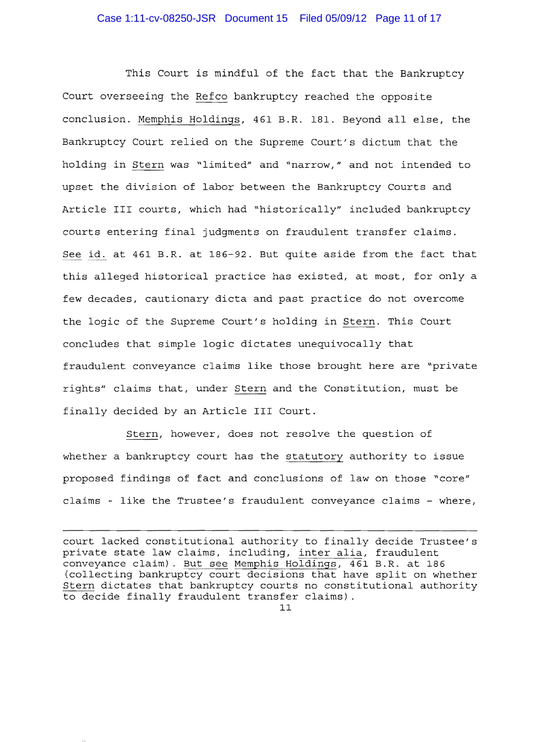This Court is mindful of the fact that the Bankruptcy Court overseeing the Refco bankruptcy reached the opposite conclusion. Memphis Holdings, 461 B.R. 181. Beyond all else, the Bankruptcy Court relied on the Supreme Court's dictum that the holding in Stern was "limited" and "narrow," and not intended to upset the division of labor between the Bankruptcy Courts and Article III courts, which had "historically" included bankruptcy courts entering final judgments on fraudulent transfer claims. See id. at 461 B.R. at 186-92. But quite aside from the fact that this alleged historical practice has existed, at most, for only a few decades, cautionary dicta and past practice do not overcome the logic of the Supreme Court's holding in Stern. This Court concludes that simple logic dictates unequivocally that fraudulent conveyance claims like those brought here are "private rights" claims that, under Stern and the Constitution, must be finally decided by an Article III Court.

Stern, however, does not resolve the question of whether a bankruptcy court has the statutory authority to issue proposed findings of fact and conclusions of law on those "core" claims - like the Trustee's fraudulent conveyance claims - where,

---

court lacked constitutional authority to finally decide Trustee's private state law claims, including, inter alia, fraudulent conveyance claim). But see Memphis Holdings, 461 B.R. at 186 (collecting bankruptcy court decisions that have split on whether Stern dictates that bankruptcy courts no constitutional authority to decide finally fraudulent transfer claims).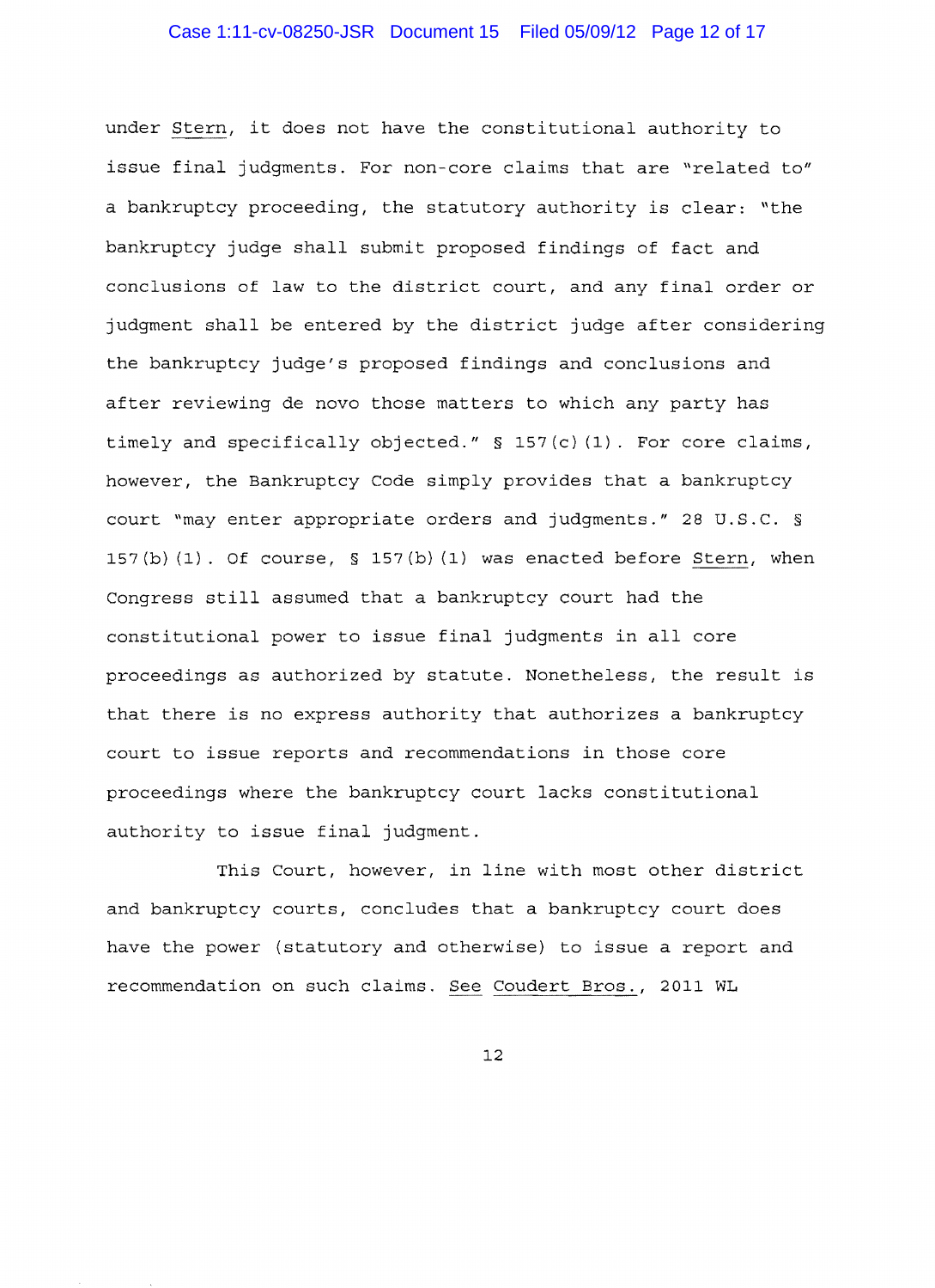under *Stern*, it does not have the constitutional authority to issue final judgments. For non-core claims that are "related to" a bankruptcy proceeding, the statutory authority is clear: "the bankruptcy judge shall submit proposed findings of fact and conclusions of law to the district court, and any final order or judgment shall be entered by the district judge after considering the bankruptcy judge's proposed findings and conclusions and after reviewing de novo those matters to which any party has timely and specifically objected." § 157(c)(1). For core claims, however, the Bankruptcy Code simply provides that a bankruptcy court "may enter appropriate orders and judgments." 28 U.S.C. § 157(b)(1). Of course, § 157(b)(1) was enacted before *Stern*, when Congress still assumed that a bankruptcy court had the constitutional power to issue final judgments in all core proceedings as authorized by statute. Nonetheless, the result is that there is no express authority that authorizes a bankruptcy court to issue reports and recommendations in those core proceedings where the bankruptcy court lacks constitutional authority to issue final judgment.

This Court, however, in line with most other district and bankruptcy courts, concludes that a bankruptcy court does have the power (statutory and otherwise) to issue a report and recommendation on such claims. *See* *Coudert Bros.*, 2011 WL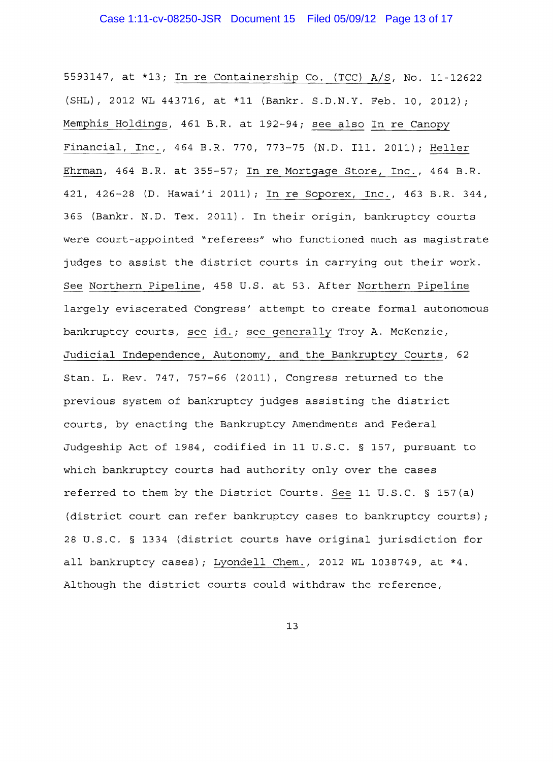5593147, at *13; In re Containership Co. (TCC) A/S, No. 11-12622 (SHL), 2012 WL 443716, at *11 (Bankr. S.D.N.Y. Feb. 10, 2012); Memphis Holdings, 461 B.R. at 192-94; see also In re Canopy Financial, Inc., 464 B.R. 770, 773-75 (N.D. Ill. 2011); Heller Ehrman, 464 B.R. at 355-57; In re Mortgage Store, Inc., 464 B.R. 421, 426-28 (D. Hawai'i 2011); In re Soporex, Inc., 463 B.R. 344, 365 (Bankr. N.D. Tex. 2011). In their origin, bankruptcy courts were court-appointed "referees" who functioned much as magistrate judges to assist the district courts in carrying out their work. See Northern Pipeline, 458 U.S. at 53. After Northern Pipeline largely eviscerated Congress' attempt to create formal autonomous bankruptcy courts, see id.; see generally Troy A. McKenzie, Judicial Independence, Autonomy, and the Bankruptcy Courts, 62 Stan. L. Rev. 747, 757-66 (2011), Congress returned to the previous system of bankruptcy judges assisting the district courts, by enacting the Bankruptcy Amendments and Federal Judgeship Act of 1984, codified in 11 U.S.C. § 157, pursuant to which bankruptcy courts had authority only over the cases referred to them by the District Courts. See 11 U.S.C. § 157(a) (district court can refer bankruptcy cases to bankruptcy courts); 28 U.S.C. § 1334 (district courts have original jurisdiction for all bankruptcy cases); Lyondell Chem., 2012 WL 1038749, at *4. Although the district courts could withdraw the reference,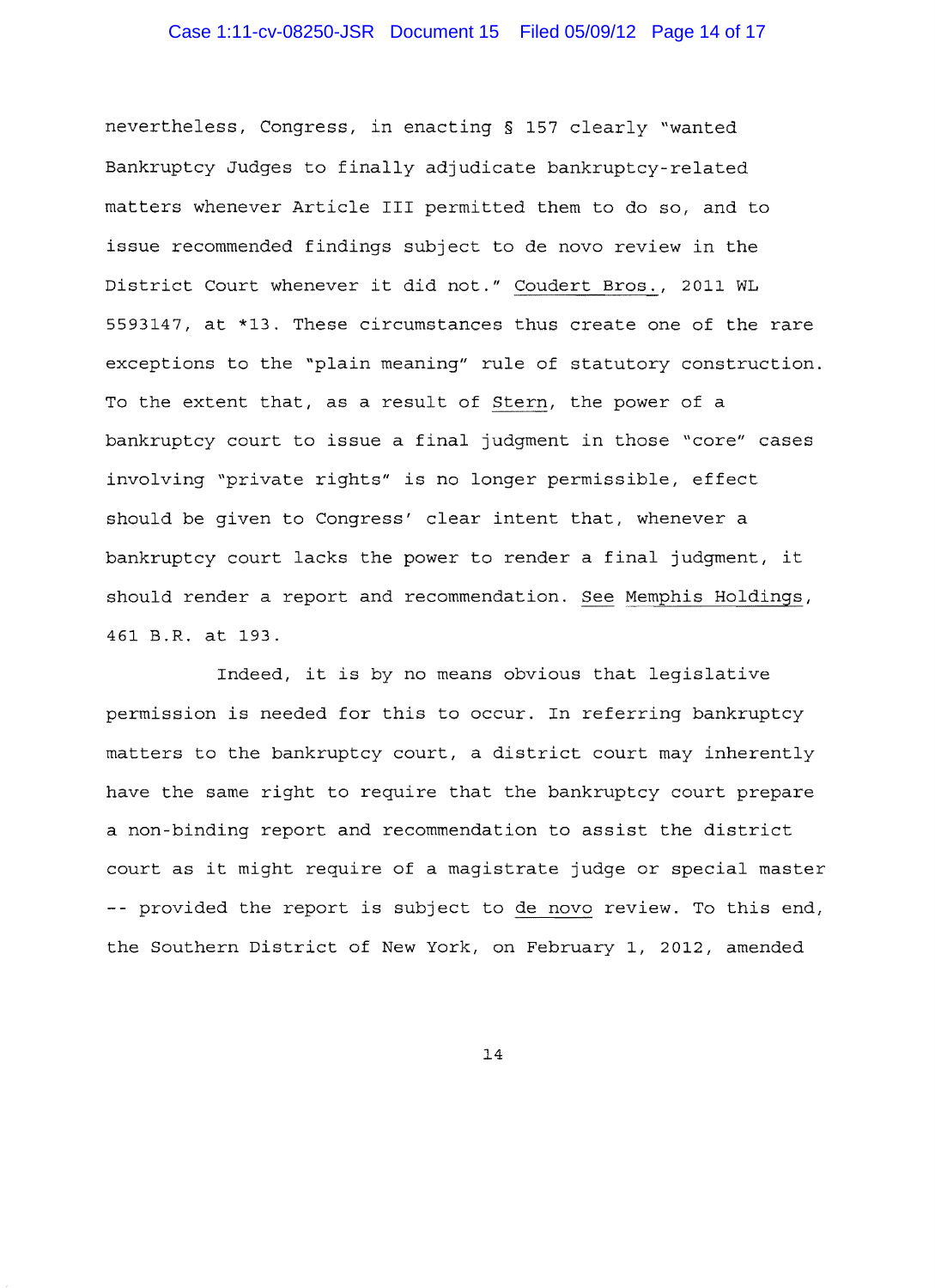nevertheless, Congress, in enacting § 157 clearly "wanted Bankruptcy Judges to finally adjudicate bankruptcy-related matters whenever Article III permitted them to do so, and to issue recommended findings subject to de novo review in the District Court whenever it did not." Coudert Bros., 2011 WL 5593147, at *13. These circumstances thus create one of the rare exceptions to the "plain meaning" rule of statutory construction. To the extent that, as a result of Stern, the power of a bankruptcy court to issue a final judgment in those "core" cases involving "private rights" is no longer permissible, effect should be given to Congress' clear intent that, whenever a bankruptcy court lacks the power to render a final judgment, it should render a report and recommendation. See Memphis Holdings, 461 B.R. at 193.

Indeed, it is by no means obvious that legislative permission is needed for this to occur. In referring bankruptcy matters to the bankruptcy court, a district court may inherently have the same right to require that the bankruptcy court prepare a non-binding report and recommendation to assist the district court as it might require of a magistrate judge or special master -- provided the report is subject to de novo review. To this end, the Southern District of New York, on February 1, 2012, amended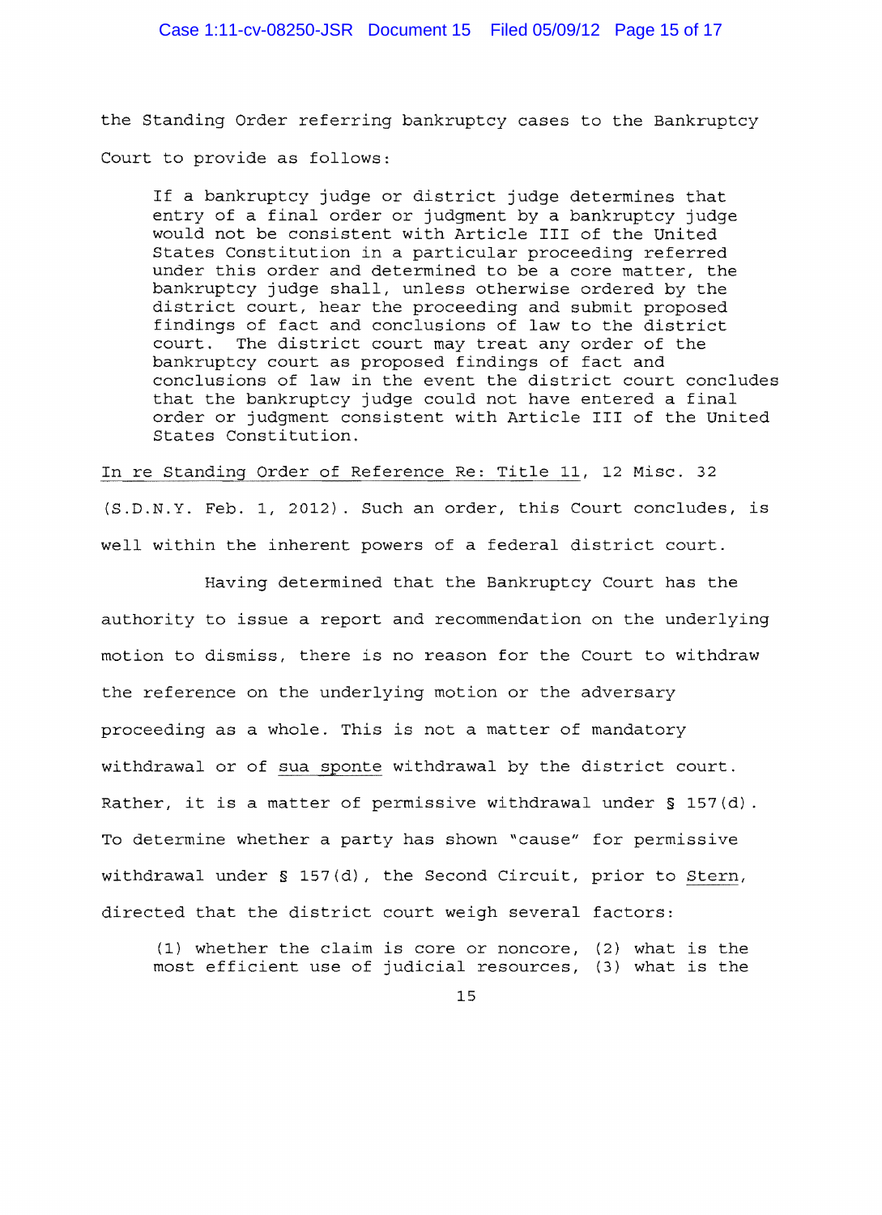the Standing Order referring bankruptcy cases to the Bankruptcy Court to provide as follows:

> If a bankruptcy judge or district judge determines that entry of a final order or judgment by a bankruptcy judge would not be consistent with Article III of the United States Constitution in a particular proceeding referred under this order and determined to be a core matter, the bankruptcy judge shall, unless otherwise ordered by the district court, hear the proceeding and submit proposed findings of fact and conclusions of law to the district court. The district court may treat any order of the bankruptcy court as proposed findings of fact and conclusions of law in the event the district court concludes that the bankruptcy judge could not have entered a final order or judgment consistent with Article III of the United States Constitution.

In re Standing Order of Reference Re: Title 11, 12 Misc. 32 (S.D.N.Y. Feb. 1, 2012). Such an order, this Court concludes, is well within the inherent powers of a federal district court.

Having determined that the Bankruptcy Court has the authority to issue a report and recommendation on the underlying motion to dismiss, there is no reason for the Court to withdraw the reference on the underlying motion or the adversary proceeding as a whole. This is not a matter of mandatory withdrawal or of sua sponte withdrawal by the district court. Rather, it is a matter of permissive withdrawal under § 157(d). To determine whether a party has shown "cause" for permissive withdrawal under § 157(d), the Second Circuit, prior to Stern, directed that the district court weigh several factors:

> (1) whether the claim is core or noncore, (2) what is the most efficient use of judicial resources, (3) what is the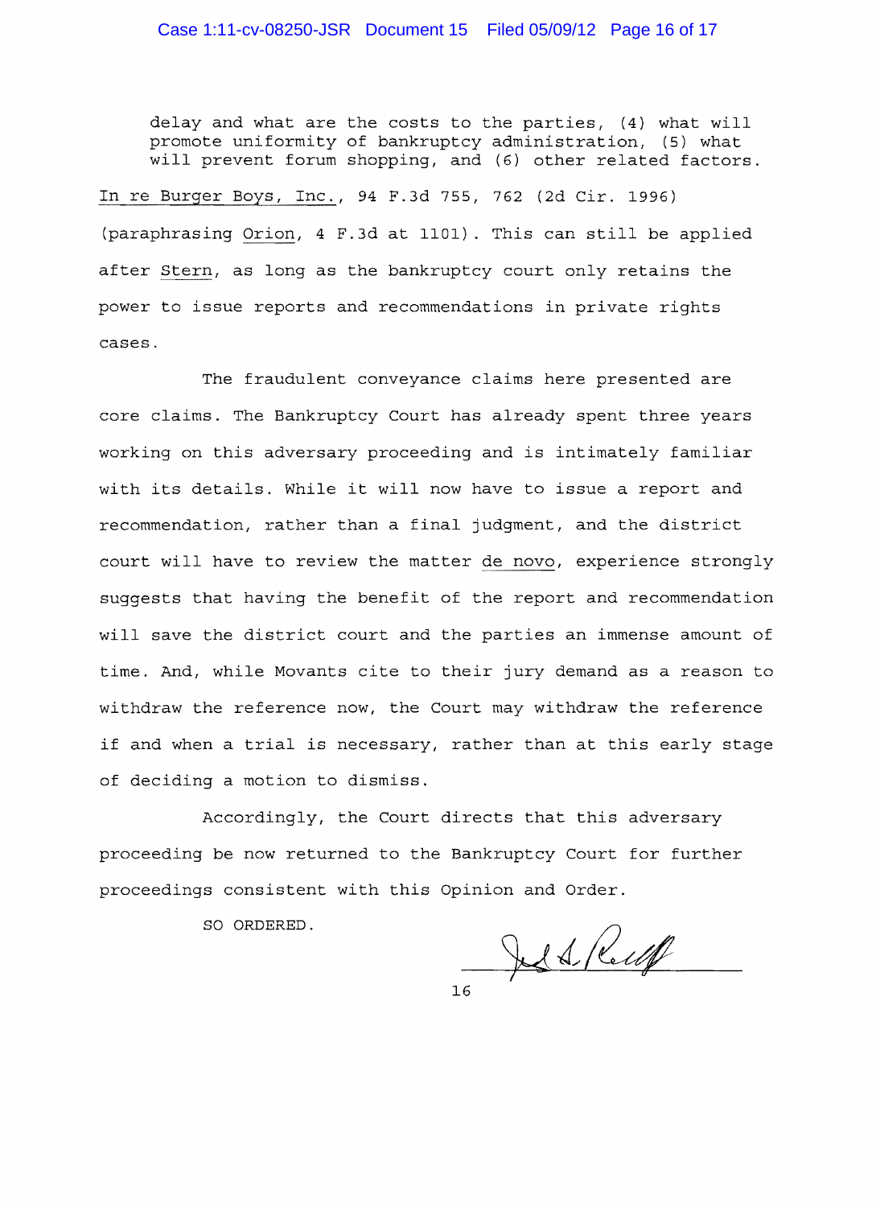> delay and what are the costs to the parties, (4) what will promote uniformity of bankruptcy administration, (5) what will prevent forum shopping, and (6) other related factors.

In re Burger Boys, Inc., 94 F.3d 755, 762 (2d Cir. 1996) (paraphrasing Orion, 4 F.3d at 1101). This can still be applied after Stern, as long as the bankruptcy court only retains the power to issue reports and recommendations in private rights cases.

The fraudulent conveyance claims here presented are core claims. The Bankruptcy Court has already spent three years working on this adversary proceeding and is intimately familiar with its details. While it will now have to issue a report and recommendation, rather than a final judgment, and the district court will have to review the matter de novo, experience strongly suggests that having the benefit of the report and recommendation will save the district court and the parties an immense amount of time. And, while Movants cite to their jury demand as a reason to withdraw the reference now, the Court may withdraw the reference if and when a trial is necessary, rather than at this early stage of deciding a motion to dismiss.

Accordingly, the Court directs that this adversary proceeding be now returned to the Bankruptcy Court for further proceedings consistent with this Opinion and Order.

SO ORDERED.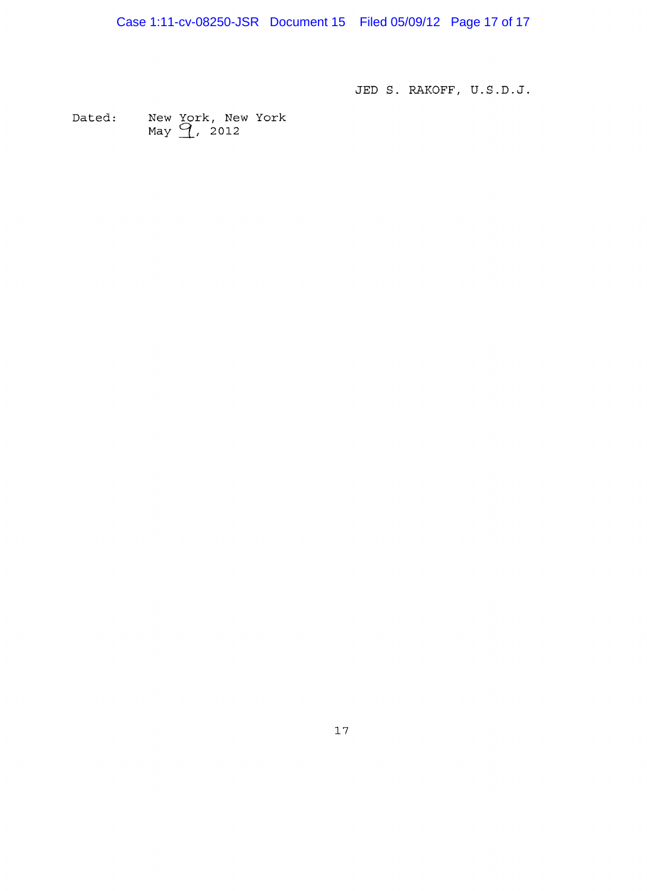JED S. RAKOFF, U.S.D.J.

Dated: New York, New York
May 9, 2012